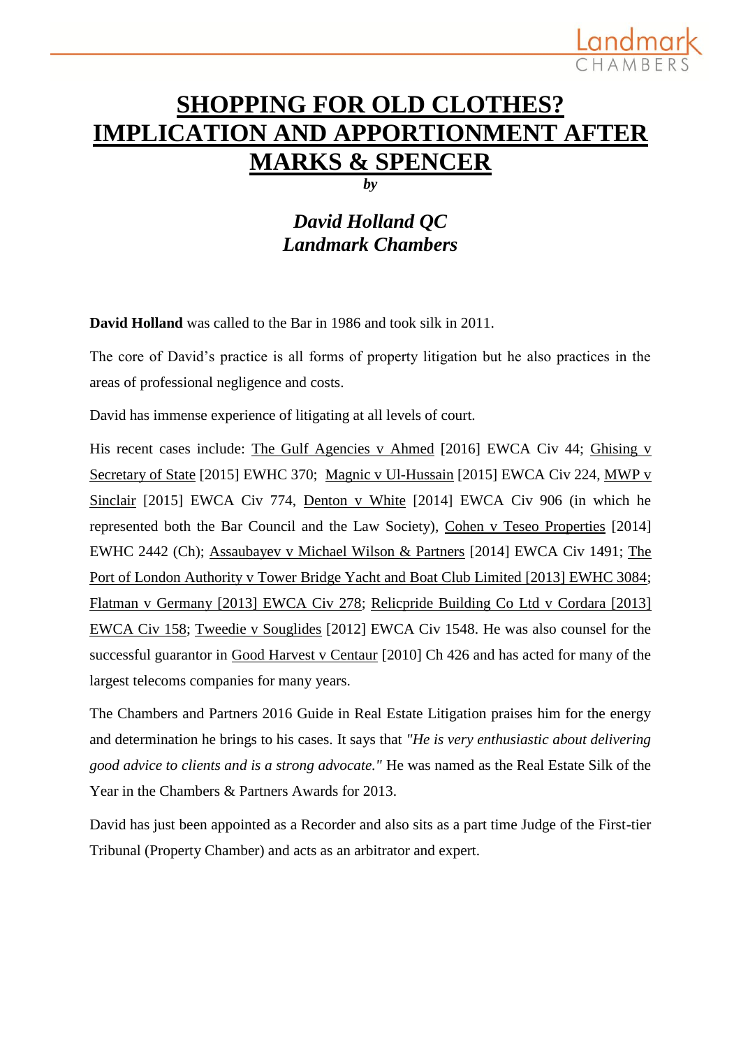# SHOPPING FOR OLD CLOTHES? IMPLICATION AND APPORTIONMENT AFTER MARKS & SPENCER

***by***

***David Holland QC***
***Landmark Chambers***

**David Holland** was called to the Bar in 1986 and took silk in 2011.

The core of David's practice is all forms of property litigation but he also practices in the areas of professional negligence and costs.

David has immense experience of litigating at all levels of court.

His recent cases include: The Gulf Agencies v Ahmed [2016] EWCA Civ 44; Ghising v Secretary of State [2015] EWHC 370; Magnic v Ul-Hussain [2015] EWCA Civ 224, MWP v Sinclair [2015] EWCA Civ 774, Denton v White [2014] EWCA Civ 906 (in which he represented both the Bar Council and the Law Society), Cohen v Teseo Properties [2014] EWHC 2442 (Ch); Assaubayev v Michael Wilson & Partners [2014] EWCA Civ 1491; The Port of London Authority v Tower Bridge Yacht and Boat Club Limited [2013] EWHC 3084; Flatman v Germany [2013] EWCA Civ 278; Relicpride Building Co Ltd v Cordara [2013] EWCA Civ 158; Tweedie v Souglides [2012] EWCA Civ 1548. He was also counsel for the successful guarantor in Good Harvest v Centaur [2010] Ch 426 and has acted for many of the largest telecoms companies for many years.

The Chambers and Partners 2016 Guide in Real Estate Litigation praises him for the energy and determination he brings to his cases. It says that *"He is very enthusiastic about delivering good advice to clients and is a strong advocate."* He was named as the Real Estate Silk of the Year in the Chambers & Partners Awards for 2013.

David has just been appointed as a Recorder and also sits as a part time Judge of the First-tier Tribunal (Property Chamber) and acts as an arbitrator and expert.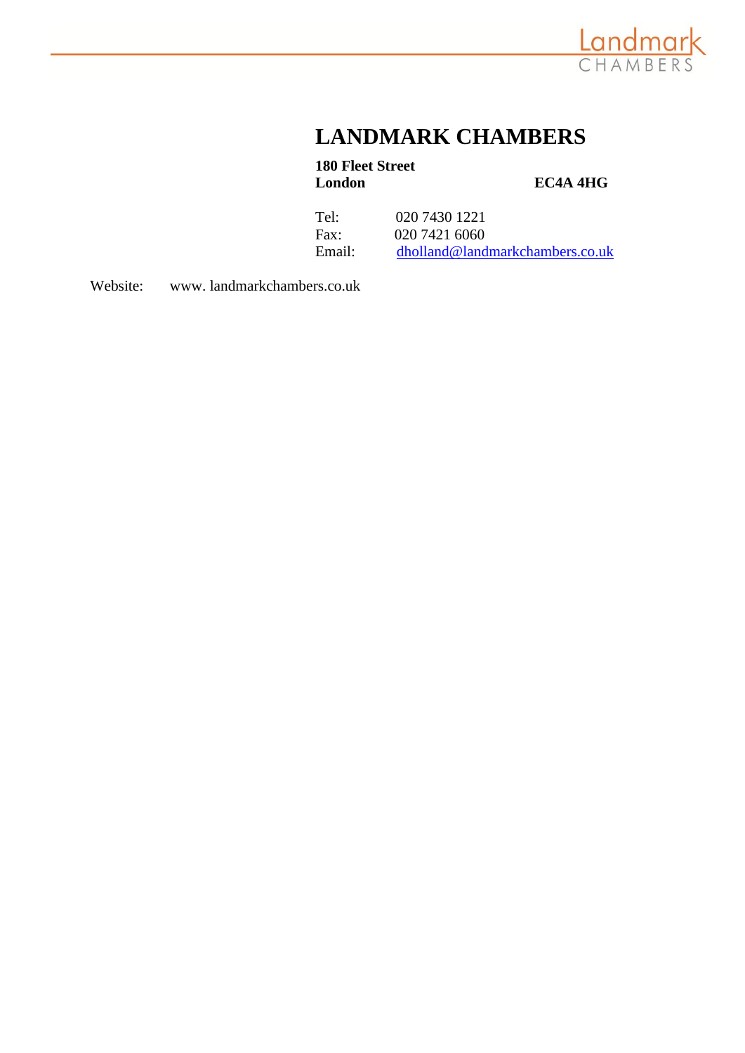# LANDMARK CHAMBERS

**180 Fleet Street**
**London** **EC4A 4HG**

Tel: 020 7430 1221
Fax: 020 7421 6060
Email: dholland@landmarkchambers.co.uk

Website: www. landmarkchambers.co.uk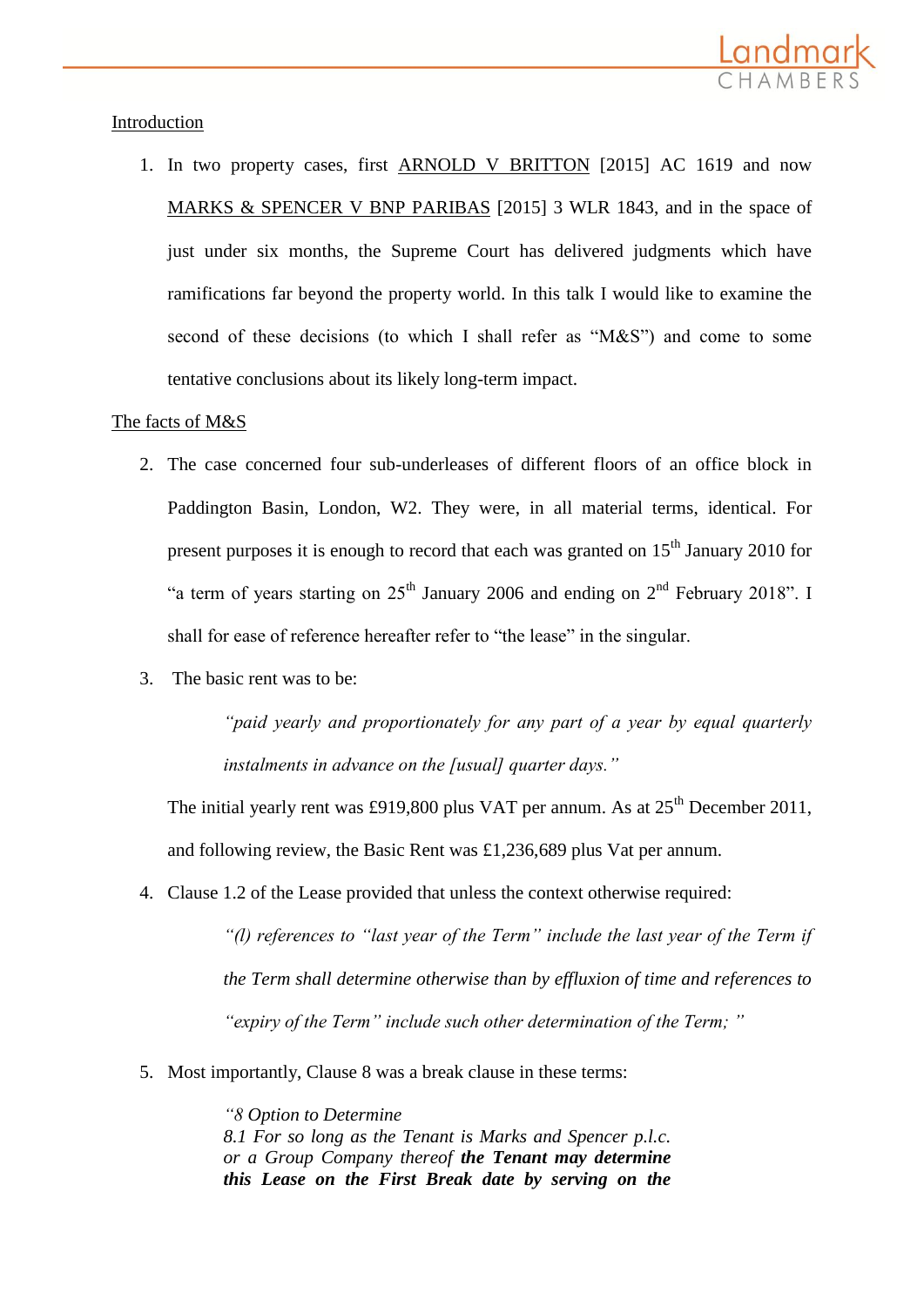Introduction

1. In two property cases, first ARNOLD V BRITTON [2015] AC 1619 and now MARKS & SPENCER V BNP PARIBAS [2015] 3 WLR 1843, and in the space of just under six months, the Supreme Court has delivered judgments which have ramifications far beyond the property world. In this talk I would like to examine the second of these decisions (to which I shall refer as "M&S") and come to some tentative conclusions about its likely long-term impact.

The facts of M&S

2. The case concerned four sub-underleases of different floors of an office block in Paddington Basin, London, W2. They were, in all material terms, identical. For present purposes it is enough to record that each was granted on 15th January 2010 for "a term of years starting on 25th January 2006 and ending on 2nd February 2018". I shall for ease of reference hereafter refer to "the lease" in the singular.

3. The basic rent was to be:

   *"paid yearly and proportionately for any part of a year by equal quarterly instalments in advance on the [usual] quarter days."*

   The initial yearly rent was £919,800 plus VAT per annum. As at 25th December 2011, and following review, the Basic Rent was £1,236,689 plus Vat per annum.

4. Clause 1.2 of the Lease provided that unless the context otherwise required:

   *"(l) references to "last year of the Term" include the last year of the Term if the Term shall determine otherwise than by effluxion of time and references to "expiry of the Term" include such other determination of the Term; "*

5. Most importantly, Clause 8 was a break clause in these terms:

   *"8 Option to Determine*
   *8.1 For so long as the Tenant is Marks and Spencer p.l.c. or a Group Company thereof* ***the Tenant may determine this Lease on the First Break date by serving on the***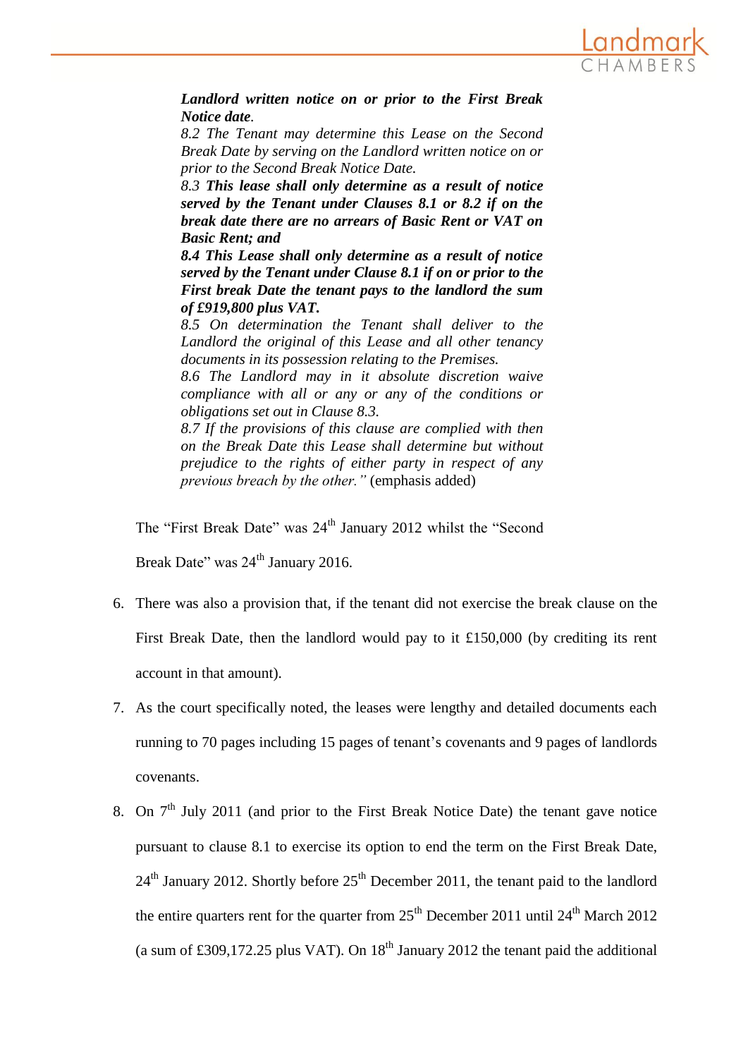> ***Landlord written notice on or prior to the First Break Notice date****.*
> *8.2 The Tenant may determine this Lease on the Second Break Date by serving on the Landlord written notice on or prior to the Second Break Notice Date.*
> *8.3* ***This lease shall only determine as a result of notice served by the Tenant under Clauses 8.1 or 8.2 if on the break date there are no arrears of Basic Rent or VAT on Basic Rent; and***
> ***8.4 This Lease shall only determine as a result of notice served by the Tenant under Clause 8.1 if on or prior to the First break Date the tenant pays to the landlord the sum of £919,800 plus VAT.***
> *8.5 On determination the Tenant shall deliver to the Landlord the original of this Lease and all other tenancy documents in its possession relating to the Premises.*
> *8.6 The Landlord may in it absolute discretion waive compliance with all or any or any of the conditions or obligations set out in Clause 8.3.*
> *8.7 If the provisions of this clause are complied with then on the Break Date this Lease shall determine but without prejudice to the rights of either party in respect of any previous breach by the other."* (emphasis added)

The "First Break Date" was 24th January 2012 whilst the "Second Break Date" was 24th January 2016.

6. There was also a provision that, if the tenant did not exercise the break clause on the First Break Date, then the landlord would pay to it £150,000 (by crediting its rent account in that amount).

7. As the court specifically noted, the leases were lengthy and detailed documents each running to 70 pages including 15 pages of tenant's covenants and 9 pages of landlords covenants.

8. On 7th July 2011 (and prior to the First Break Notice Date) the tenant gave notice pursuant to clause 8.1 to exercise its option to end the term on the First Break Date, 24th January 2012. Shortly before 25th December 2011, the tenant paid to the landlord the entire quarters rent for the quarter from 25th December 2011 until 24th March 2012 (a sum of £309,172.25 plus VAT). On 18th January 2012 the tenant paid the additional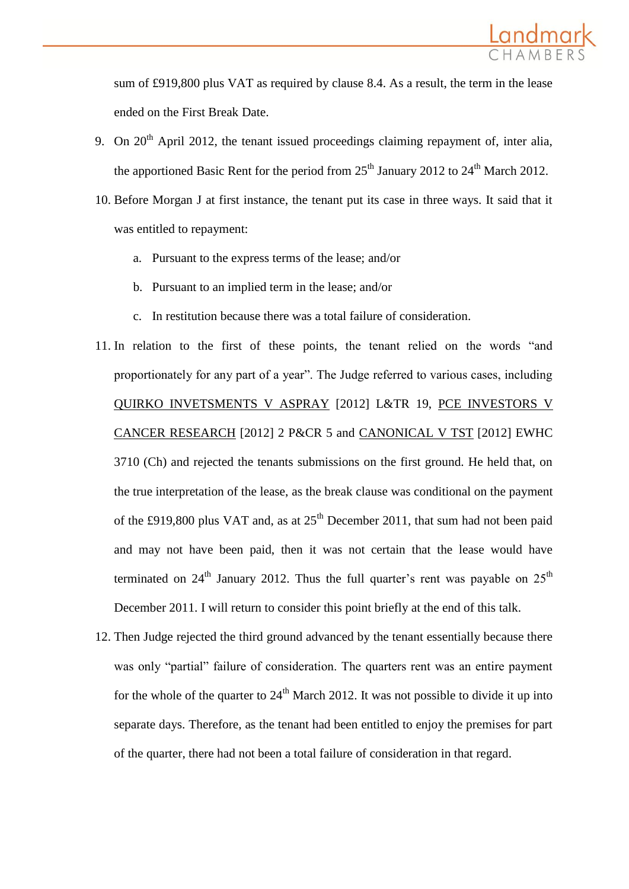sum of £919,800 plus VAT as required by clause 8.4. As a result, the term in the lease ended on the First Break Date.

9. On 20th April 2012, the tenant issued proceedings claiming repayment of, inter alia, the apportioned Basic Rent for the period from 25th January 2012 to 24th March 2012.

10. Before Morgan J at first instance, the tenant put its case in three ways. It said that it was entitled to repayment:

    a. Pursuant to the express terms of the lease; and/or

    b. Pursuant to an implied term in the lease; and/or

    c. In restitution because there was a total failure of consideration.

11. In relation to the first of these points, the tenant relied on the words "and proportionately for any part of a year". The Judge referred to various cases, including QUIRKO INVETSMENTS V ASPRAY [2012] L&TR 19, PCE INVESTORS V CANCER RESEARCH [2012] 2 P&CR 5 and CANONICAL V TST [2012] EWHC 3710 (Ch) and rejected the tenants submissions on the first ground. He held that, on the true interpretation of the lease, as the break clause was conditional on the payment of the £919,800 plus VAT and, as at 25th December 2011, that sum had not been paid and may not have been paid, then it was not certain that the lease would have terminated on 24th January 2012. Thus the full quarter's rent was payable on 25th December 2011. I will return to consider this point briefly at the end of this talk.

12. Then Judge rejected the third ground advanced by the tenant essentially because there was only "partial" failure of consideration. The quarters rent was an entire payment for the whole of the quarter to 24th March 2012. It was not possible to divide it up into separate days. Therefore, as the tenant had been entitled to enjoy the premises for part of the quarter, there had not been a total failure of consideration in that regard.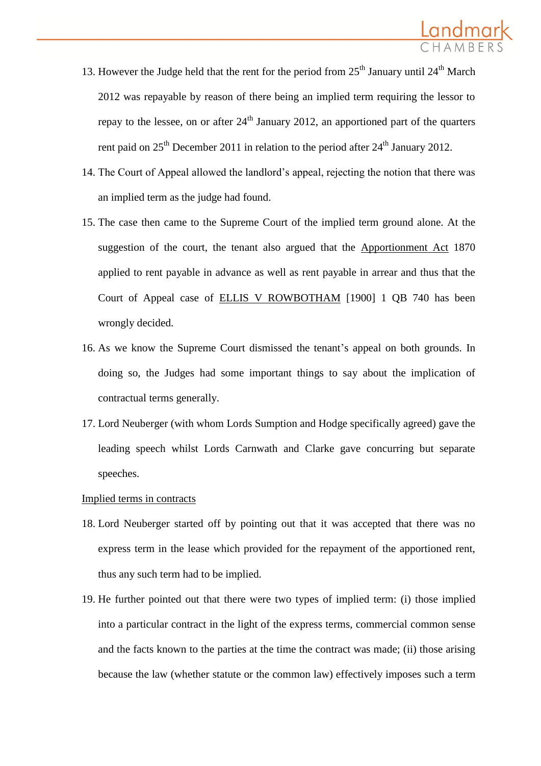13. However the Judge held that the rent for the period from 25th January until 24th March 2012 was repayable by reason of there being an implied term requiring the lessor to repay to the lessee, on or after 24th January 2012, an apportioned part of the quarters rent paid on 25th December 2011 in relation to the period after 24th January 2012.

14. The Court of Appeal allowed the landlord's appeal, rejecting the notion that there was an implied term as the judge had found.

15. The case then came to the Supreme Court of the implied term ground alone. At the suggestion of the court, the tenant also argued that the Apportionment Act 1870 applied to rent payable in advance as well as rent payable in arrear and thus that the Court of Appeal case of ELLIS V ROWBOTHAM [1900] 1 QB 740 has been wrongly decided.

16. As we know the Supreme Court dismissed the tenant's appeal on both grounds. In doing so, the Judges had some important things to say about the implication of contractual terms generally.

17. Lord Neuberger (with whom Lords Sumption and Hodge specifically agreed) gave the leading speech whilst Lords Carnwath and Clarke gave concurring but separate speeches.

Implied terms in contracts

18. Lord Neuberger started off by pointing out that it was accepted that there was no express term in the lease which provided for the repayment of the apportioned rent, thus any such term had to be implied.

19. He further pointed out that there were two types of implied term: (i) those implied into a particular contract in the light of the express terms, commercial common sense and the facts known to the parties at the time the contract was made; (ii) those arising because the law (whether statute or the common law) effectively imposes such a term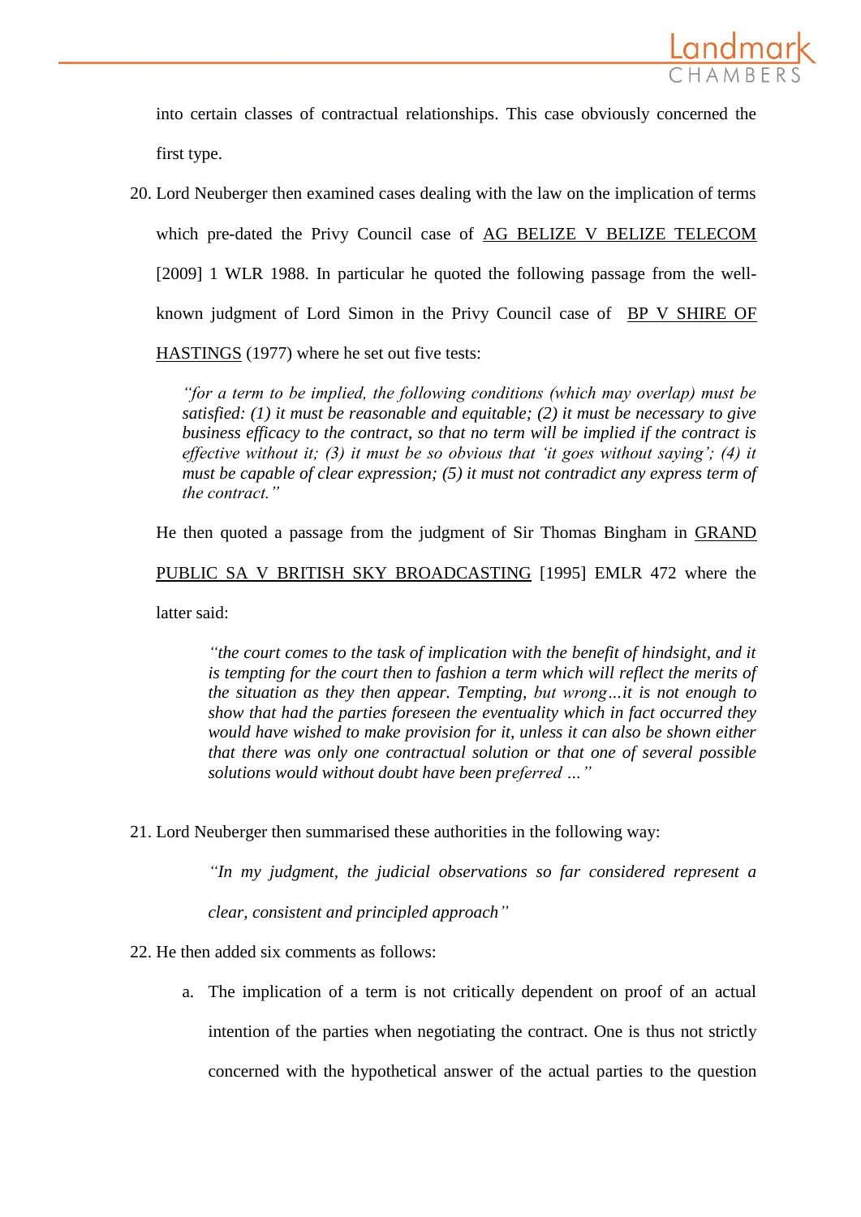into certain classes of contractual relationships. This case obviously concerned the first type.

20. Lord Neuberger then examined cases dealing with the law on the implication of terms which pre-dated the Privy Council case of AG BELIZE V BELIZE TELECOM [2009] 1 WLR 1988. In particular he quoted the following passage from the well-known judgment of Lord Simon in the Privy Council case of BP V SHIRE OF HASTINGS (1977) where he set out five tests:

> *"for a term to be implied, the following conditions (which may overlap) must be satisfied: (1) it must be reasonable and equitable; (2) it must be necessary to give business efficacy to the contract, so that no term will be implied if the contract is effective without it; (3) it must be so obvious that 'it goes without saying'; (4) it must be capable of clear expression; (5) it must not contradict any express term of the contract."*

He then quoted a passage from the judgment of Sir Thomas Bingham in GRAND PUBLIC SA V BRITISH SKY BROADCASTING [1995] EMLR 472 where the latter said:

> *"the court comes to the task of implication with the benefit of hindsight, and it is tempting for the court then to fashion a term which will reflect the merits of the situation as they then appear. Tempting, but wrong…it is not enough to show that had the parties foreseen the eventuality which in fact occurred they would have wished to make provision for it, unless it can also be shown either that there was only one contractual solution or that one of several possible solutions would without doubt have been preferred …"*

21. Lord Neuberger then summarised these authorities in the following way:

> *"In my judgment, the judicial observations so far considered represent a clear, consistent and principled approach"*

22. He then added six comments as follows:

    a. The implication of a term is not critically dependent on proof of an actual intention of the parties when negotiating the contract. One is thus not strictly concerned with the hypothetical answer of the actual parties to the question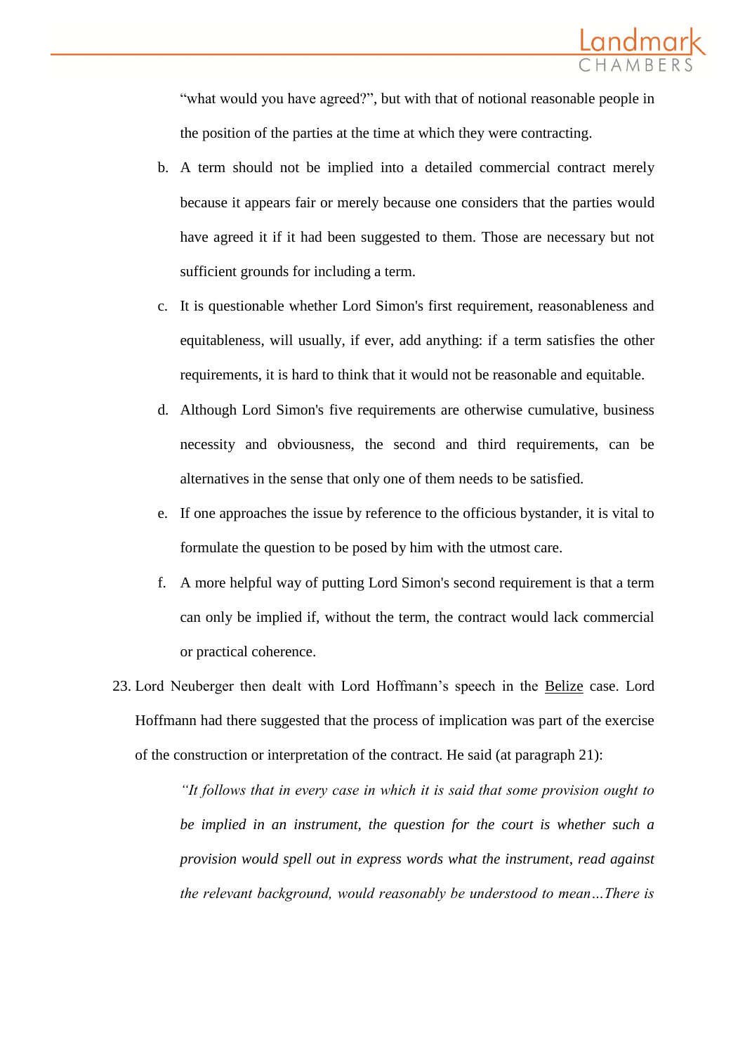"what would you have agreed?", but with that of notional reasonable people in the position of the parties at the time at which they were contracting.

b. A term should not be implied into a detailed commercial contract merely because it appears fair or merely because one considers that the parties would have agreed it if it had been suggested to them. Those are necessary but not sufficient grounds for including a term.

c. It is questionable whether Lord Simon's first requirement, reasonableness and equitableness, will usually, if ever, add anything: if a term satisfies the other requirements, it is hard to think that it would not be reasonable and equitable.

d. Although Lord Simon's five requirements are otherwise cumulative, business necessity and obviousness, the second and third requirements, can be alternatives in the sense that only one of them needs to be satisfied.

e. If one approaches the issue by reference to the officious bystander, it is vital to formulate the question to be posed by him with the utmost care.

f. A more helpful way of putting Lord Simon's second requirement is that a term can only be implied if, without the term, the contract would lack commercial or practical coherence.

23. Lord Neuberger then dealt with Lord Hoffmann's speech in the Belize case. Lord Hoffmann had there suggested that the process of implication was part of the exercise of the construction or interpretation of the contract. He said (at paragraph 21):

> *"It follows that in every case in which it is said that some provision ought to be implied in an instrument, the question for the court is whether such a provision would spell out in express words what the instrument, read against the relevant background, would reasonably be understood to mean…There is*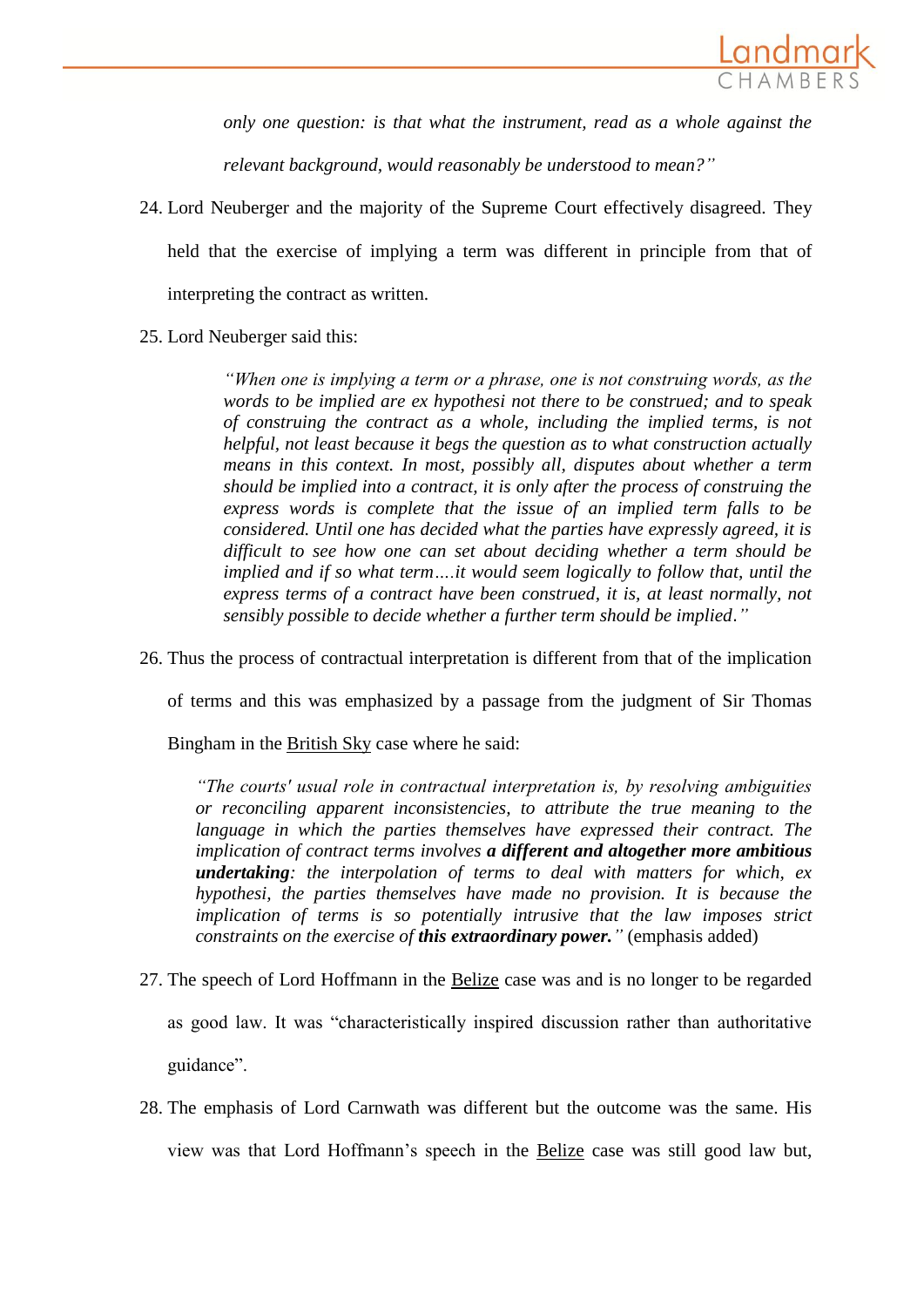*only one question: is that what the instrument, read as a whole against the relevant background, would reasonably be understood to mean?"*

24. Lord Neuberger and the majority of the Supreme Court effectively disagreed. They held that the exercise of implying a term was different in principle from that of interpreting the contract as written.

25. Lord Neuberger said this:

> *"When one is implying a term or a phrase, one is not construing words, as the words to be implied are ex hypothesi not there to be construed; and to speak of construing the contract as a whole, including the implied terms, is not helpful, not least because it begs the question as to what construction actually means in this context. In most, possibly all, disputes about whether a term should be implied into a contract, it is only after the process of construing the express words is complete that the issue of an implied term falls to be considered. Until one has decided what the parties have expressly agreed, it is difficult to see how one can set about deciding whether a term should be implied and if so what term….it would seem logically to follow that, until the express terms of a contract have been construed, it is, at least normally, not sensibly possible to decide whether a further term should be implied."*

26. Thus the process of contractual interpretation is different from that of the implication of terms and this was emphasized by a passage from the judgment of Sir Thomas Bingham in the British Sky case where he said:

> *"The courts' usual role in contractual interpretation is, by resolving ambiguities or reconciling apparent inconsistencies, to attribute the true meaning to the language in which the parties themselves have expressed their contract. The implication of contract terms involves* ***a different and altogether more ambitious undertaking****: the interpolation of terms to deal with matters for which, ex hypothesi, the parties themselves have made no provision. It is because the implication of terms is so potentially intrusive that the law imposes strict constraints on the exercise of* ***this extraordinary power.****"* (emphasis added)

27. The speech of Lord Hoffmann in the Belize case was and is no longer to be regarded as good law. It was "characteristically inspired discussion rather than authoritative guidance".

28. The emphasis of Lord Carnwath was different but the outcome was the same. His view was that Lord Hoffmann's speech in the Belize case was still good law but,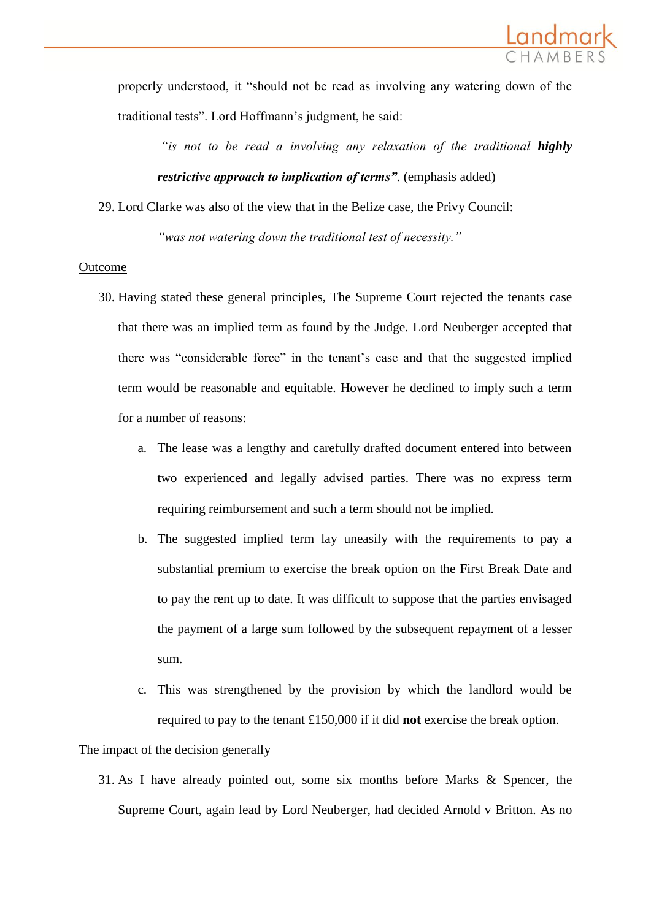properly understood, it "should not be read as involving any watering down of the traditional tests". Lord Hoffmann's judgment, he said:

> *"is not to be read a involving any relaxation of the traditional* ***highly restrictive approach to implication of terms"***. (emphasis added)

29. Lord Clarke was also of the view that in the Belize case, the Privy Council:

> *"was not watering down the traditional test of necessity."*

Outcome

30. Having stated these general principles, The Supreme Court rejected the tenants case that there was an implied term as found by the Judge. Lord Neuberger accepted that there was "considerable force" in the tenant's case and that the suggested implied term would be reasonable and equitable. However he declined to imply such a term for a number of reasons:

    a. The lease was a lengthy and carefully drafted document entered into between two experienced and legally advised parties. There was no express term requiring reimbursement and such a term should not be implied.

    b. The suggested implied term lay uneasily with the requirements to pay a substantial premium to exercise the break option on the First Break Date and to pay the rent up to date. It was difficult to suppose that the parties envisaged the payment of a large sum followed by the subsequent repayment of a lesser sum.

    c. This was strengthened by the provision by which the landlord would be required to pay to the tenant £150,000 if it did **not** exercise the break option.

The impact of the decision generally

31. As I have already pointed out, some six months before Marks & Spencer, the Supreme Court, again lead by Lord Neuberger, had decided Arnold v Britton. As no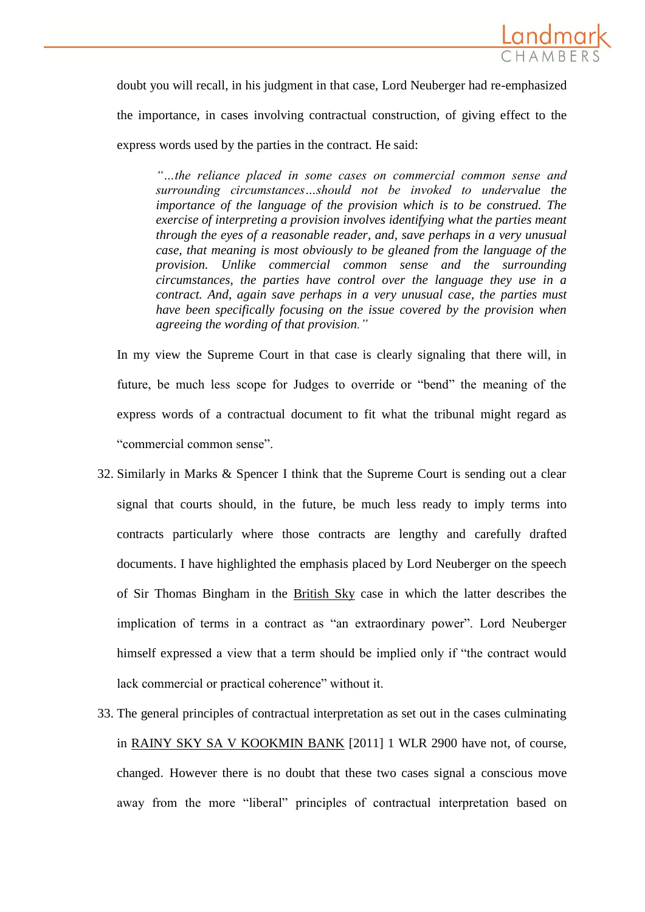doubt you will recall, in his judgment in that case, Lord Neuberger had re-emphasized the importance, in cases involving contractual construction, of giving effect to the express words used by the parties in the contract. He said:

> *"...the reliance placed in some cases on commercial common sense and surrounding circumstances…should not be invoked to undervalue the importance of the language of the provision which is to be construed. The exercise of interpreting a provision involves identifying what the parties meant through the eyes of a reasonable reader, and, save perhaps in a very unusual case, that meaning is most obviously to be gleaned from the language of the provision. Unlike commercial common sense and the surrounding circumstances, the parties have control over the language they use in a contract. And, again save perhaps in a very unusual case, the parties must have been specifically focusing on the issue covered by the provision when agreeing the wording of that provision."*

In my view the Supreme Court in that case is clearly signaling that there will, in future, be much less scope for Judges to override or "bend" the meaning of the express words of a contractual document to fit what the tribunal might regard as "commercial common sense".

32. Similarly in Marks & Spencer I think that the Supreme Court is sending out a clear signal that courts should, in the future, be much less ready to imply terms into contracts particularly where those contracts are lengthy and carefully drafted documents. I have highlighted the emphasis placed by Lord Neuberger on the speech of Sir Thomas Bingham in the British Sky case in which the latter describes the implication of terms in a contract as "an extraordinary power". Lord Neuberger himself expressed a view that a term should be implied only if "the contract would lack commercial or practical coherence" without it.

33. The general principles of contractual interpretation as set out in the cases culminating in RAINY SKY SA V KOOKMIN BANK [2011] 1 WLR 2900 have not, of course, changed. However there is no doubt that these two cases signal a conscious move away from the more "liberal" principles of contractual interpretation based on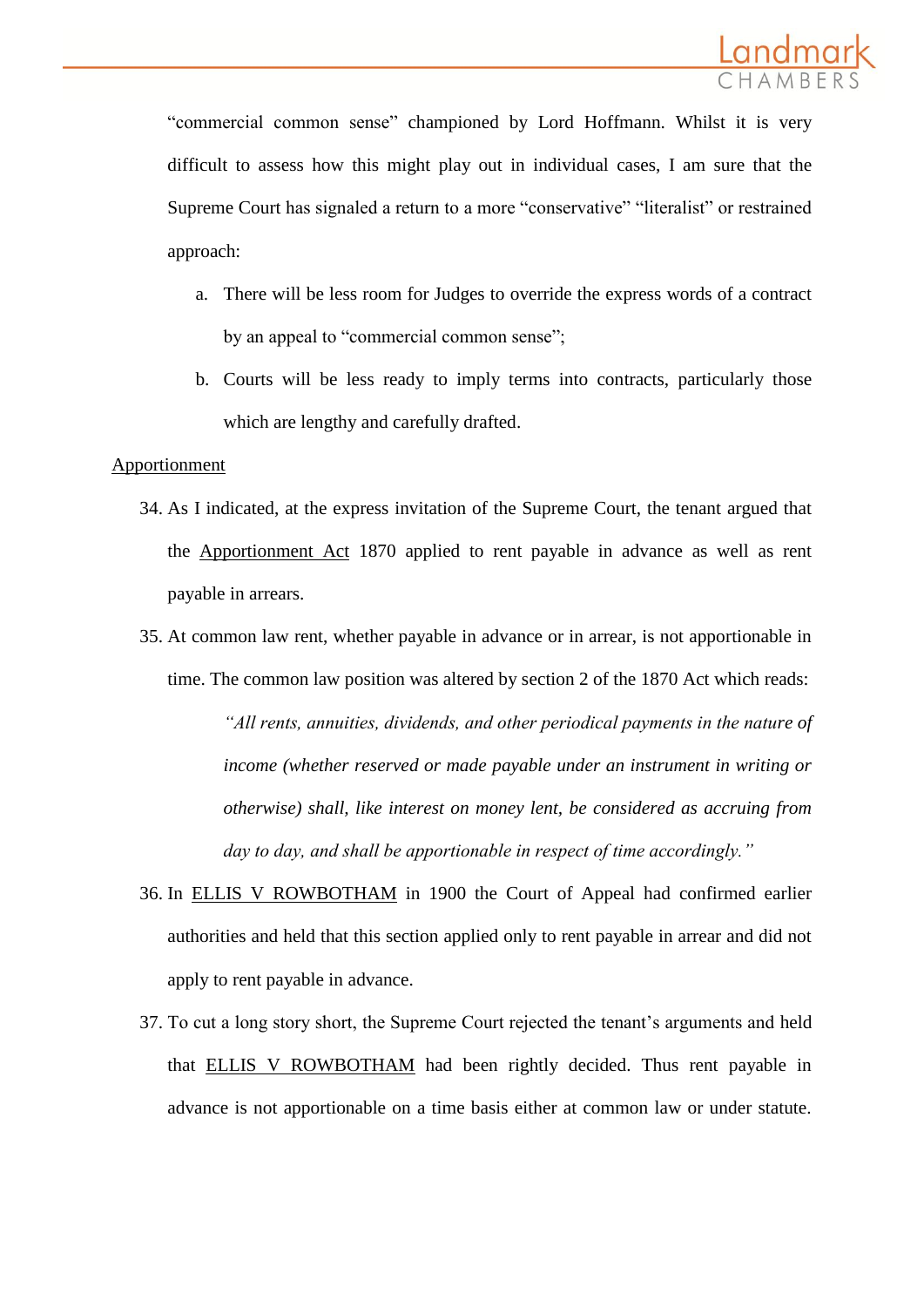"commercial common sense" championed by Lord Hoffmann. Whilst it is very difficult to assess how this might play out in individual cases, I am sure that the Supreme Court has signaled a return to a more "conservative" "literalist" or restrained approach:

a. There will be less room for Judges to override the express words of a contract by an appeal to "commercial common sense";

b. Courts will be less ready to imply terms into contracts, particularly those which are lengthy and carefully drafted.

<u>Apportionment</u>

34. As I indicated, at the express invitation of the Supreme Court, the tenant argued that the <u>Apportionment Act</u> 1870 applied to rent payable in advance as well as rent payable in arrears.

35. At common law rent, whether payable in advance or in arrear, is not apportionable in time. The common law position was altered by section 2 of the 1870 Act which reads:

    *"All rents, annuities, dividends, and other periodical payments in the nature of income (whether reserved or made payable under an instrument in writing or otherwise) shall, like interest on money lent, be considered as accruing from day to day, and shall be apportionable in respect of time accordingly."*

36. In <u>ELLIS V ROWBOTHAM</u> in 1900 the Court of Appeal had confirmed earlier authorities and held that this section applied only to rent payable in arrear and did not apply to rent payable in advance.

37. To cut a long story short, the Supreme Court rejected the tenant's arguments and held that <u>ELLIS V ROWBOTHAM</u> had been rightly decided. Thus rent payable in advance is not apportionable on a time basis either at common law or under statute.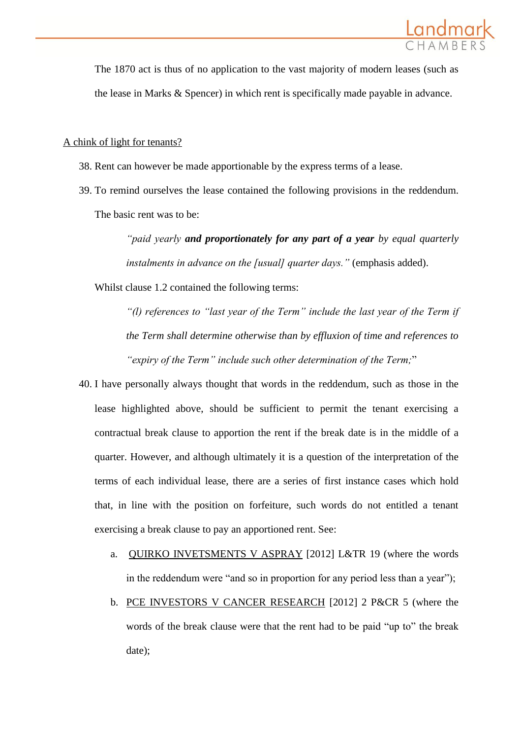The 1870 act is thus of no application to the vast majority of modern leases (such as the lease in Marks & Spencer) in which rent is specifically made payable in advance.

<u>A chink of light for tenants?</u>

38. Rent can however be made apportionable by the express terms of a lease.

39. To remind ourselves the lease contained the following provisions in the reddendum. The basic rent was to be:

    *"paid yearly* ***and proportionately for any part of a year*** *by equal quarterly instalments in advance on the [usual] quarter days."* (emphasis added).

    Whilst clause 1.2 contained the following terms:

    *"(l) references to "last year of the Term" include the last year of the Term if the Term shall determine otherwise than by effluxion of time and references to "expiry of the Term" include such other determination of the Term;*"

40. I have personally always thought that words in the reddendum, such as those in the lease highlighted above, should be sufficient to permit the tenant exercising a contractual break clause to apportion the rent if the break date is in the middle of a quarter. However, and although ultimately it is a question of the interpretation of the terms of each individual lease, there are a series of first instance cases which hold that, in line with the position on forfeiture, such words do not entitled a tenant exercising a break clause to pay an apportioned rent. See:

    a. <u>QUIRKO INVETSMENTS V ASPRAY</u> [2012] L&TR 19 (where the words in the reddendum were "and so in proportion for any period less than a year");

    b. <u>PCE INVESTORS V CANCER RESEARCH</u> [2012] 2 P&CR 5 (where the words of the break clause were that the rent had to be paid "up to" the break date);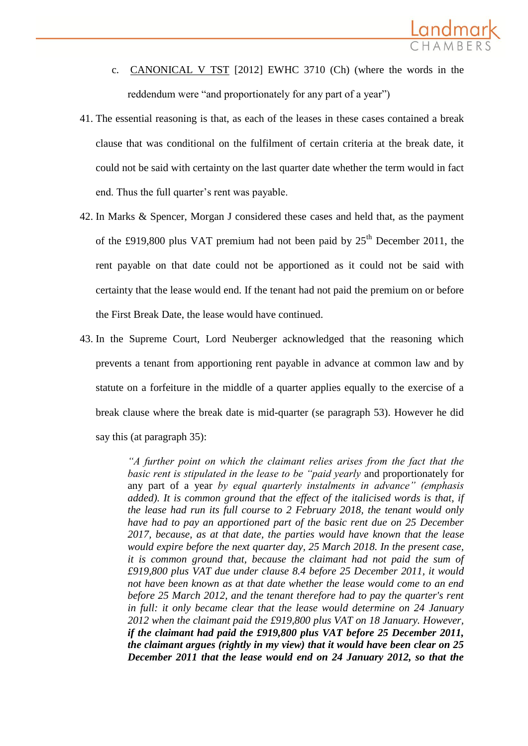c. CANONICAL V TST [2012] EWHC 3710 (Ch) (where the words in the reddendum were "and proportionately for any part of a year")

41. The essential reasoning is that, as each of the leases in these cases contained a break clause that was conditional on the fulfilment of certain criteria at the break date, it could not be said with certainty on the last quarter date whether the term would in fact end. Thus the full quarter's rent was payable.

42. In Marks & Spencer, Morgan J considered these cases and held that, as the payment of the £919,800 plus VAT premium had not been paid by 25th December 2011, the rent payable on that date could not be apportioned as it could not be said with certainty that the lease would end. If the tenant had not paid the premium on or before the First Break Date, the lease would have continued.

43. In the Supreme Court, Lord Neuberger acknowledged that the reasoning which prevents a tenant from apportioning rent payable in advance at common law and by statute on a forfeiture in the middle of a quarter applies equally to the exercise of a break clause where the break date is mid-quarter (se paragraph 53). However he did say this (at paragraph 35):

> *"A further point on which the claimant relies arises from the fact that the basic rent is stipulated in the lease to be "paid yearly* and proportionately for any part of a year *by equal quarterly instalments in advance" (emphasis added). It is common ground that the effect of the italicised words is that, if the lease had run its full course to 2 February 2018, the tenant would only have had to pay an apportioned part of the basic rent due on 25 December 2017, because, as at that date, the parties would have known that the lease would expire before the next quarter day, 25 March 2018. In the present case, it is common ground that, because the claimant had not paid the sum of £919,800 plus VAT due under clause 8.4 before 25 December 2011, it would not have been known as at that date whether the lease would come to an end before 25 March 2012, and the tenant therefore had to pay the quarter's rent in full: it only became clear that the lease would determine on 24 January 2012 when the claimant paid the £919,800 plus VAT on 18 January. However,* ***if the claimant had paid the £919,800 plus VAT before 25 December 2011, the claimant argues (rightly in my view) that it would have been clear on 25 December 2011 that the lease would end on 24 January 2012, so that the***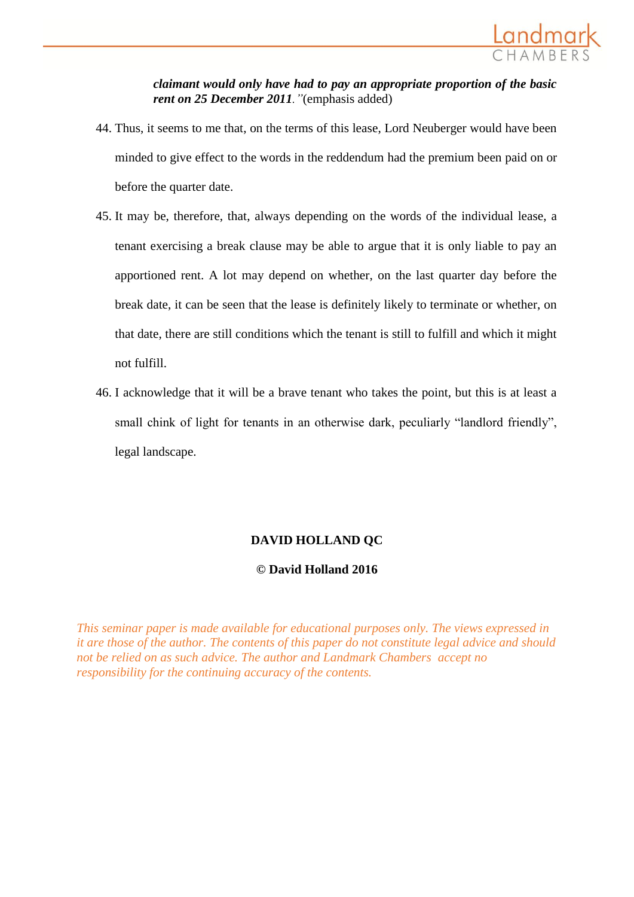> ***claimant would only have had to pay an appropriate proportion of the basic rent on 25 December 2011**."*(emphasis added)

44. Thus, it seems to me that, on the terms of this lease, Lord Neuberger would have been minded to give effect to the words in the reddendum had the premium been paid on or before the quarter date.

45. It may be, therefore, that, always depending on the words of the individual lease, a tenant exercising a break clause may be able to argue that it is only liable to pay an apportioned rent. A lot may depend on whether, on the last quarter day before the break date, it can be seen that the lease is definitely likely to terminate or whether, on that date, there are still conditions which the tenant is still to fulfill and which it might not fulfill.

46. I acknowledge that it will be a brave tenant who takes the point, but this is at least a small chink of light for tenants in an otherwise dark, peculiarly "landlord friendly", legal landscape.

**DAVID HOLLAND QC**

**© David Holland 2016**

*This seminar paper is made available for educational purposes only. The views expressed in it are those of the author. The contents of this paper do not constitute legal advice and should not be relied on as such advice. The author and Landmark Chambers accept no responsibility for the continuing accuracy of the contents.*